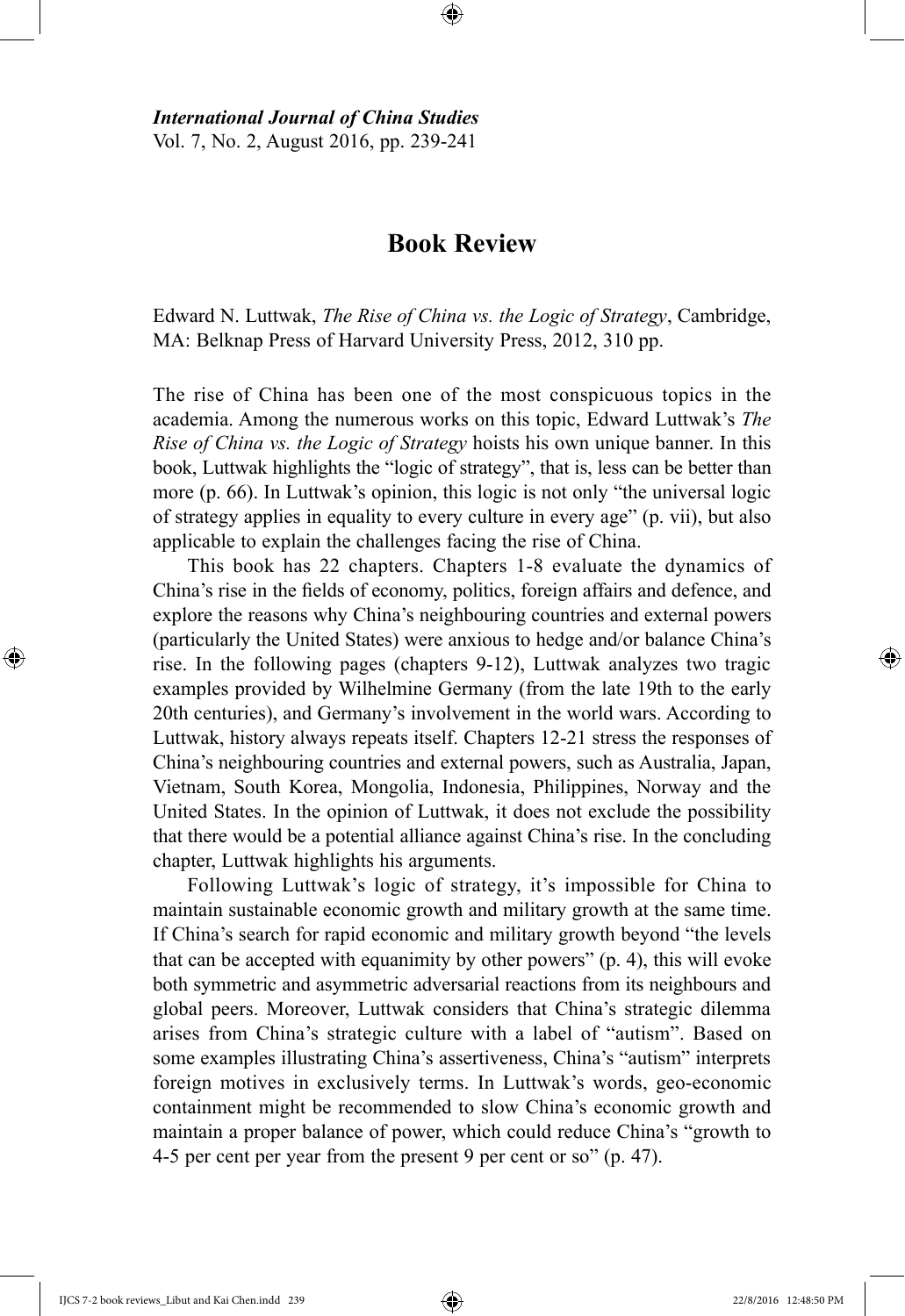# Book Review

Edward N. Luttwak, *The Rise of China vs. the Logic of Strategy*, Cambridge, MA: Belknap Press of Harvard University Press, 2012, 310 pp.

The rise of China has been one of the most conspicuous topics in the academia. Among the numerous works on this topic, Edward Luttwak's *The Rise of China vs. the Logic of Strategy* hoists his own unique banner. In this book, Luttwak highlights the "logic of strategy", that is, less can be better than more (p. 66). In Luttwak's opinion, this logic is not only "the universal logic of strategy applies in equality to every culture in every age" (p. vii), but also applicable to explain the challenges facing the rise of China.

This book has 22 chapters. Chapters 1-8 evaluate the dynamics of China's rise in the fields of economy, politics, foreign affairs and defence, and explore the reasons why China's neighbouring countries and external powers (particularly the United States) were anxious to hedge and/or balance China's rise. In the following pages (chapters 9-12), Luttwak analyzes two tragic examples provided by Wilhelmine Germany (from the late 19th to the early 20th centuries), and Germany's involvement in the world wars. According to Luttwak, history always repeats itself. Chapters 12-21 stress the responses of China's neighbouring countries and external powers, such as Australia, Japan, Vietnam, South Korea, Mongolia, Indonesia, Philippines, Norway and the United States. In the opinion of Luttwak, it does not exclude the possibility that there would be a potential alliance against China's rise. In the concluding chapter, Luttwak highlights his arguments.

Following Luttwak's logic of strategy, it's impossible for China to maintain sustainable economic growth and military growth at the same time. If China's search for rapid economic and military growth beyond "the levels that can be accepted with equanimity by other powers" (p. 4), this will evoke both symmetric and asymmetric adversarial reactions from its neighbours and global peers. Moreover, Luttwak considers that China's strategic dilemma arises from China's strategic culture with a label of "autism". Based on some examples illustrating China's assertiveness, China's "autism" interprets foreign motives in exclusively terms. In Luttwak's words, geo-economic containment might be recommended to slow China's economic growth and maintain a proper balance of power, which could reduce China's "growth to 4-5 per cent per year from the present 9 per cent or so" (p. 47).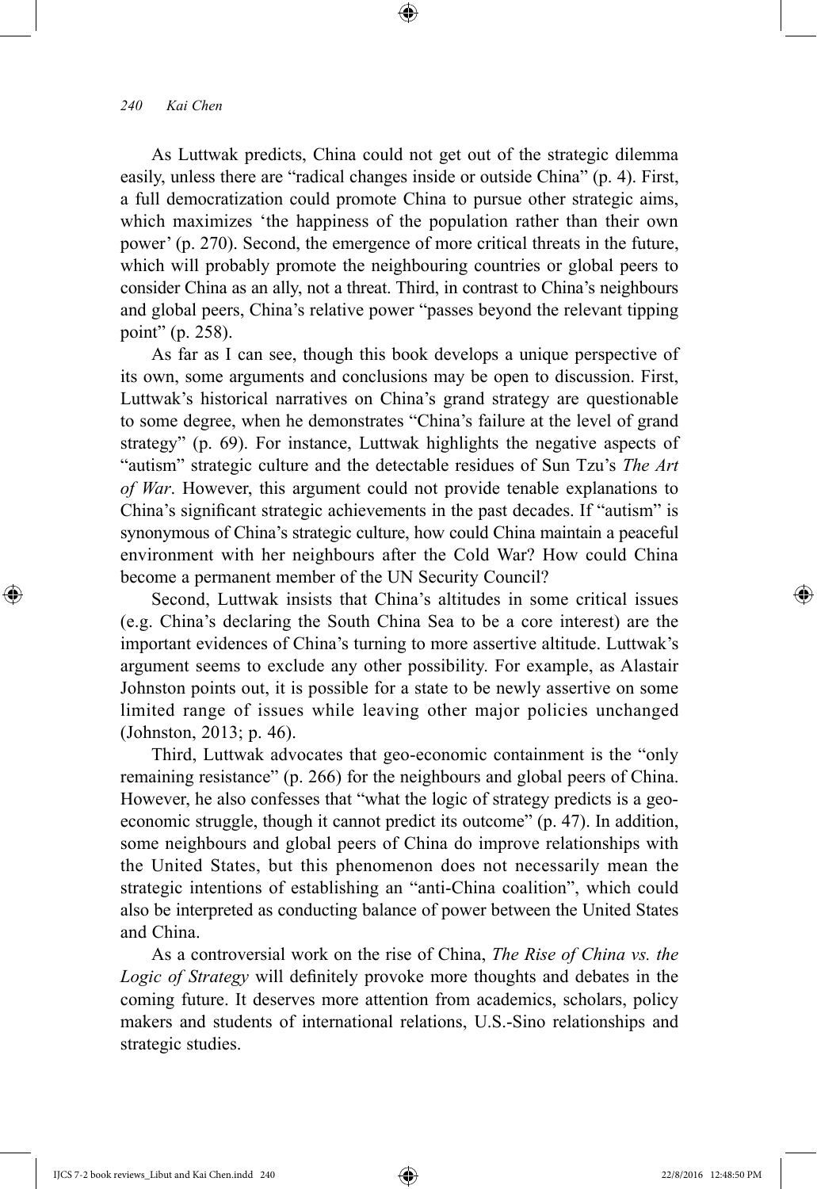As Luttwak predicts, China could not get out of the strategic dilemma easily, unless there are "radical changes inside or outside China" (p. 4). First, a full democratization could promote China to pursue other strategic aims, which maximizes 'the happiness of the population rather than their own power' (p. 270). Second, the emergence of more critical threats in the future, which will probably promote the neighbouring countries or global peers to consider China as an ally, not a threat. Third, in contrast to China's neighbours and global peers, China's relative power "passes beyond the relevant tipping point" (p. 258).

As far as I can see, though this book develops a unique perspective of its own, some arguments and conclusions may be open to discussion. First, Luttwak's historical narratives on China's grand strategy are questionable to some degree, when he demonstrates "China's failure at the level of grand strategy" (p. 69). For instance, Luttwak highlights the negative aspects of "autism" strategic culture and the detectable residues of Sun Tzu's *The Art of War*. However, this argument could not provide tenable explanations to China's significant strategic achievements in the past decades. If "autism" is synonymous of China's strategic culture, how could China maintain a peaceful environment with her neighbours after the Cold War? How could China become a permanent member of the UN Security Council?

Second, Luttwak insists that China's altitudes in some critical issues (e.g. China's declaring the South China Sea to be a core interest) are the important evidences of China's turning to more assertive altitude. Luttwak's argument seems to exclude any other possibility. For example, as Alastair Johnston points out, it is possible for a state to be newly assertive on some limited range of issues while leaving other major policies unchanged (Johnston, 2013; p. 46).

Third, Luttwak advocates that geo-economic containment is the "only remaining resistance" (p. 266) for the neighbours and global peers of China. However, he also confesses that "what the logic of strategy predicts is a geo-economic struggle, though it cannot predict its outcome" (p. 47). In addition, some neighbours and global peers of China do improve relationships with the United States, but this phenomenon does not necessarily mean the strategic intentions of establishing an "anti-China coalition", which could also be interpreted as conducting balance of power between the United States and China.

As a controversial work on the rise of China, *The Rise of China vs. the Logic of Strategy* will definitely provoke more thoughts and debates in the coming future. It deserves more attention from academics, scholars, policy makers and students of international relations, U.S.-Sino relationships and strategic studies.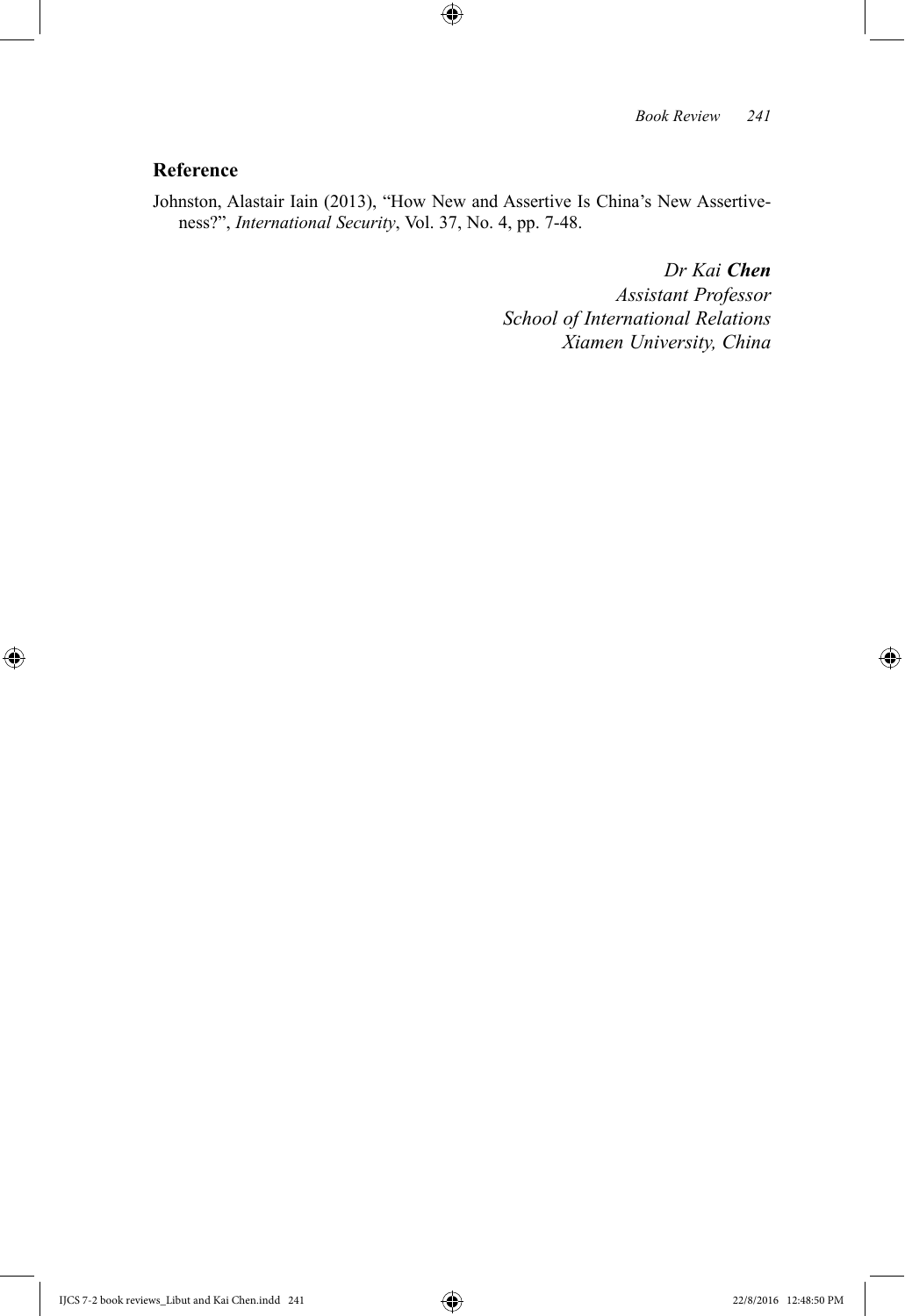## Reference

Johnston, Alastair Iain (2013), "How New and Assertive Is China's New Assertiveness?", *International Security*, Vol. 37, No. 4, pp. 7-48.

*Dr Kai* ***Chen***
*Assistant Professor*
*School of International Relations*
*Xiamen University, China*